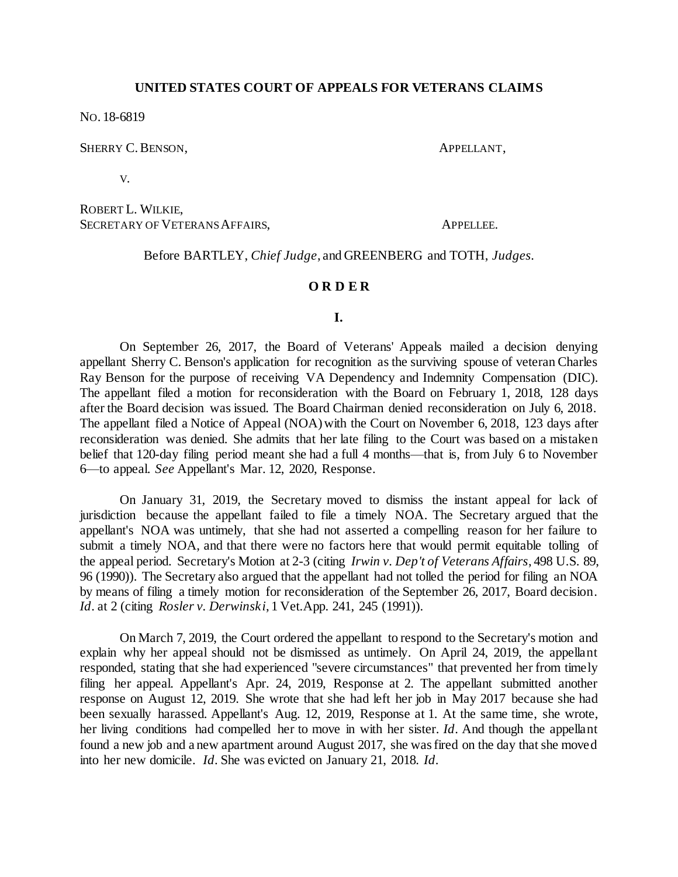**UNITED STATES COURT OF APPEALS FOR VETERANS CLAIMS**

NO. 18-6819

SHERRY C. BENSON, APPELLANT,

V.

ROBERT L. WILKIE,
SECRETARY OF VETERANS AFFAIRS, APPELLEE.

Before BARTLEY, *Chief Judge*, and GREENBERG and TOTH, *Judges*.

**O R D E R**

**I.**

On September 26, 2017, the Board of Veterans' Appeals mailed a decision denying appellant Sherry C. Benson's application for recognition as the surviving spouse of veteran Charles Ray Benson for the purpose of receiving VA Dependency and Indemnity Compensation (DIC). The appellant filed a motion for reconsideration with the Board on February 1, 2018, 128 days after the Board decision was issued. The Board Chairman denied reconsideration on July 6, 2018. The appellant filed a Notice of Appeal (NOA) with the Court on November 6, 2018, 123 days after reconsideration was denied. She admits that her late filing to the Court was based on a mistaken belief that 120-day filing period meant she had a full 4 months—that is, from July 6 to November 6—to appeal. *See* Appellant's Mar. 12, 2020, Response.

On January 31, 2019, the Secretary moved to dismiss the instant appeal for lack of jurisdiction because the appellant failed to file a timely NOA. The Secretary argued that the appellant's NOA was untimely, that she had not asserted a compelling reason for her failure to submit a timely NOA, and that there were no factors here that would permit equitable tolling of the appeal period. Secretary's Motion at 2-3 (citing *Irwin v. Dep't of Veterans Affairs*, 498 U.S. 89, 96 (1990)). The Secretary also argued that the appellant had not tolled the period for filing an NOA by means of filing a timely motion for reconsideration of the September 26, 2017, Board decision. *Id*. at 2 (citing *Rosler v. Derwinski*, 1 Vet.App. 241, 245 (1991)).

On March 7, 2019, the Court ordered the appellant to respond to the Secretary's motion and explain why her appeal should not be dismissed as untimely. On April 24, 2019, the appellant responded, stating that she had experienced "severe circumstances" that prevented her from timely filing her appeal. Appellant's Apr. 24, 2019, Response at 2. The appellant submitted another response on August 12, 2019. She wrote that she had left her job in May 2017 because she had been sexually harassed. Appellant's Aug. 12, 2019, Response at 1. At the same time, she wrote, her living conditions had compelled her to move in with her sister. *Id*. And though the appellant found a new job and a new apartment around August 2017, she was fired on the day that she moved into her new domicile. *Id*. She was evicted on January 21, 2018. *Id*.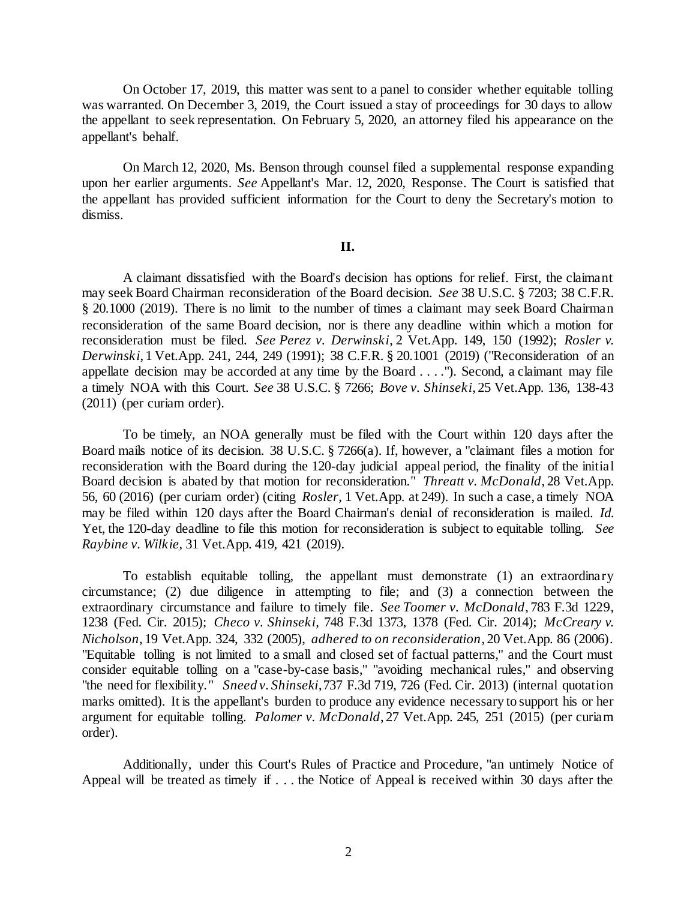On October 17, 2019, this matter was sent to a panel to consider whether equitable tolling was warranted. On December 3, 2019, the Court issued a stay of proceedings for 30 days to allow the appellant to seek representation. On February 5, 2020, an attorney filed his appearance on the appellant's behalf.

On March 12, 2020, Ms. Benson through counsel filed a supplemental response expanding upon her earlier arguments. *See* Appellant's Mar. 12, 2020, Response. The Court is satisfied that the appellant has provided sufficient information for the Court to deny the Secretary's motion to dismiss.

## II.

A claimant dissatisfied with the Board's decision has options for relief. First, the claimant may seek Board Chairman reconsideration of the Board decision. *See* 38 U.S.C. § 7203; 38 C.F.R. § 20.1000 (2019). There is no limit to the number of times a claimant may seek Board Chairman reconsideration of the same Board decision, nor is there any deadline within which a motion for reconsideration must be filed. *See Perez v. Derwinski*, 2 Vet.App. 149, 150 (1992); *Rosler v. Derwinski*, 1 Vet.App. 241, 244, 249 (1991); 38 C.F.R. § 20.1001 (2019) ("Reconsideration of an appellate decision may be accorded at any time by the Board . . . ."). Second, a claimant may file a timely NOA with this Court. *See* 38 U.S.C. § 7266; *Bove v. Shinseki*, 25 Vet.App. 136, 138-43 (2011) (per curiam order).

To be timely, an NOA generally must be filed with the Court within 120 days after the Board mails notice of its decision. 38 U.S.C. § 7266(a). If, however, a "claimant files a motion for reconsideration with the Board during the 120-day judicial appeal period, the finality of the initial Board decision is abated by that motion for reconsideration." *Threatt v. McDonald*, 28 Vet.App. 56, 60 (2016) (per curiam order) (citing *Rosler*, 1 Vet.App. at 249). In such a case, a timely NOA may be filed within 120 days after the Board Chairman's denial of reconsideration is mailed. *Id.* Yet, the 120-day deadline to file this motion for reconsideration is subject to equitable tolling. *See Raybine v. Wilkie*, 31 Vet.App. 419, 421 (2019).

To establish equitable tolling, the appellant must demonstrate (1) an extraordinary circumstance; (2) due diligence in attempting to file; and (3) a connection between the extraordinary circumstance and failure to timely file. *See Toomer v. McDonald*, 783 F.3d 1229, 1238 (Fed. Cir. 2015); *Checo v. Shinseki*, 748 F.3d 1373, 1378 (Fed. Cir. 2014); *McCreary v. Nicholson*, 19 Vet.App. 324, 332 (2005), *adhered to on reconsideration*, 20 Vet.App. 86 (2006). "Equitable tolling is not limited to a small and closed set of factual patterns," and the Court must consider equitable tolling on a "case-by-case basis," "avoiding mechanical rules," and observing "the need for flexibility." *Sneed v. Shinseki*, 737 F.3d 719, 726 (Fed. Cir. 2013) (internal quotation marks omitted). It is the appellant's burden to produce any evidence necessary to support his or her argument for equitable tolling. *Palomer v. McDonald*, 27 Vet.App. 245, 251 (2015) (per curiam order).

Additionally, under this Court's Rules of Practice and Procedure, "an untimely Notice of Appeal will be treated as timely if . . . the Notice of Appeal is received within 30 days after the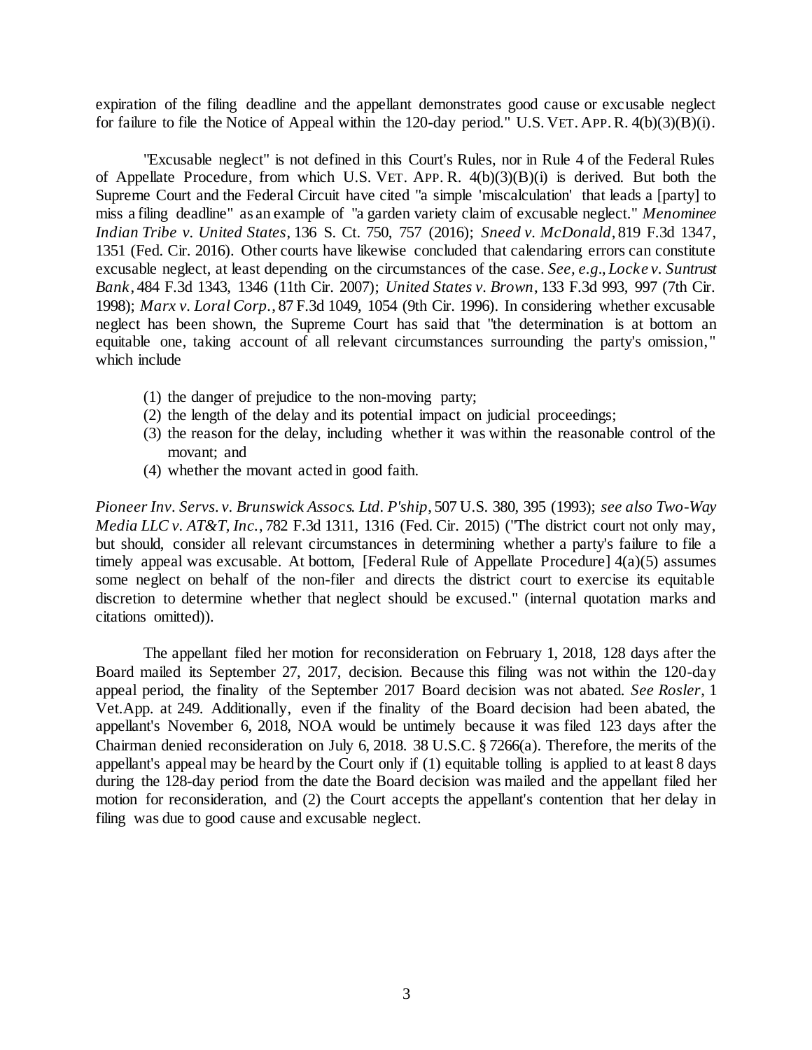expiration of the filing deadline and the appellant demonstrates good cause or excusable neglect for failure to file the Notice of Appeal within the 120-day period." U.S. VET. APP. R. 4(b)(3)(B)(i).

"Excusable neglect" is not defined in this Court's Rules, nor in Rule 4 of the Federal Rules of Appellate Procedure, from which U.S. VET. APP. R. 4(b)(3)(B)(i) is derived. But both the Supreme Court and the Federal Circuit have cited "a simple 'miscalculation' that leads a [party] to miss a filing deadline" as an example of "a garden variety claim of excusable neglect." *Menominee Indian Tribe v. United States*, 136 S. Ct. 750, 757 (2016); *Sneed v. McDonald*, 819 F.3d 1347, 1351 (Fed. Cir. 2016). Other courts have likewise concluded that calendaring errors can constitute excusable neglect, at least depending on the circumstances of the case. *See, e.g.*, *Locke v. Suntrust Bank*, 484 F.3d 1343, 1346 (11th Cir. 2007); *United States v. Brown*, 133 F.3d 993, 997 (7th Cir. 1998); *Marx v. Loral Corp.*, 87 F.3d 1049, 1054 (9th Cir. 1996). In considering whether excusable neglect has been shown, the Supreme Court has said that "the determination is at bottom an equitable one, taking account of all relevant circumstances surrounding the party's omission," which include

(1) the danger of prejudice to the non-moving party;
(2) the length of the delay and its potential impact on judicial proceedings;
(3) the reason for the delay, including whether it was within the reasonable control of the movant; and
(4) whether the movant acted in good faith.

*Pioneer Inv. Servs. v. Brunswick Assocs. Ltd. P'ship*, 507 U.S. 380, 395 (1993); *see also Two-Way Media LLC v. AT&T, Inc.*, 782 F.3d 1311, 1316 (Fed. Cir. 2015) ("The district court not only may, but should, consider all relevant circumstances in determining whether a party's failure to file a timely appeal was excusable. At bottom, [Federal Rule of Appellate Procedure] 4(a)(5) assumes some neglect on behalf of the non-filer and directs the district court to exercise its equitable discretion to determine whether that neglect should be excused." (internal quotation marks and citations omitted)).

The appellant filed her motion for reconsideration on February 1, 2018, 128 days after the Board mailed its September 27, 2017, decision. Because this filing was not within the 120-day appeal period, the finality of the September 2017 Board decision was not abated. *See Rosler*, 1 Vet.App. at 249. Additionally, even if the finality of the Board decision had been abated, the appellant's November 6, 2018, NOA would be untimely because it was filed 123 days after the Chairman denied reconsideration on July 6, 2018. 38 U.S.C. § 7266(a). Therefore, the merits of the appellant's appeal may be heard by the Court only if (1) equitable tolling is applied to at least 8 days during the 128-day period from the date the Board decision was mailed and the appellant filed her motion for reconsideration, and (2) the Court accepts the appellant's contention that her delay in filing was due to good cause and excusable neglect.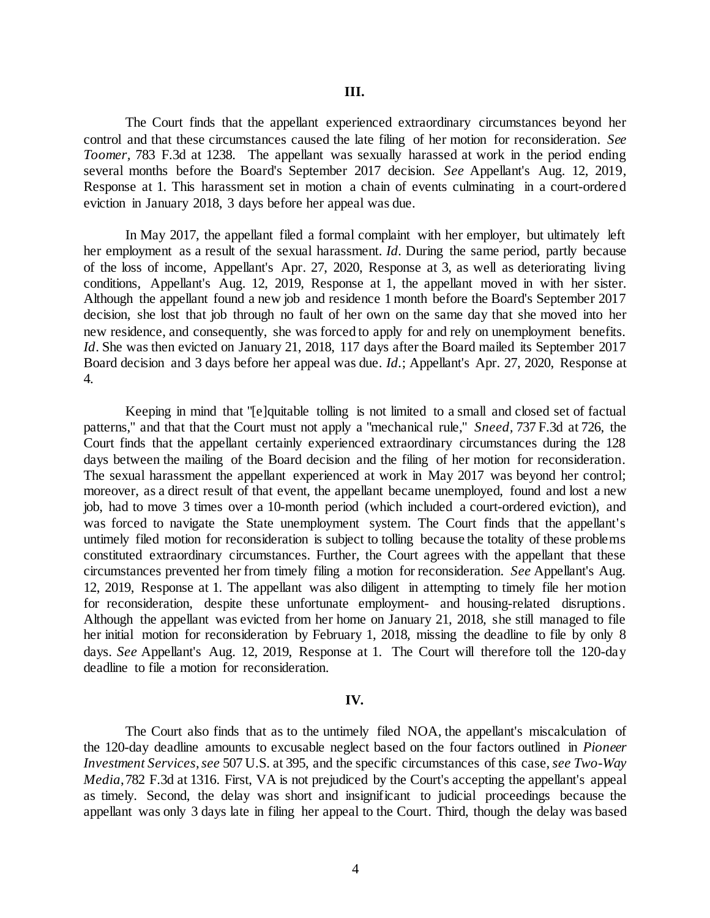**III.**

The Court finds that the appellant experienced extraordinary circumstances beyond her control and that these circumstances caused the late filing of her motion for reconsideration. *See Toomer*, 783 F.3d at 1238. The appellant was sexually harassed at work in the period ending several months before the Board's September 2017 decision. *See* Appellant's Aug. 12, 2019, Response at 1. This harassment set in motion a chain of events culminating in a court-ordered eviction in January 2018, 3 days before her appeal was due.

In May 2017, the appellant filed a formal complaint with her employer, but ultimately left her employment as a result of the sexual harassment. *Id*. During the same period, partly because of the loss of income, Appellant's Apr. 27, 2020, Response at 3, as well as deteriorating living conditions, Appellant's Aug. 12, 2019, Response at 1, the appellant moved in with her sister. Although the appellant found a new job and residence 1 month before the Board's September 2017 decision, she lost that job through no fault of her own on the same day that she moved into her new residence, and consequently, she was forced to apply for and rely on unemployment benefits. *Id*. She was then evicted on January 21, 2018, 117 days after the Board mailed its September 2017 Board decision and 3 days before her appeal was due. *Id*.; Appellant's Apr. 27, 2020, Response at 4.

Keeping in mind that "[e]quitable tolling is not limited to a small and closed set of factual patterns," and that that the Court must not apply a "mechanical rule," *Sneed*, 737 F.3d at 726, the Court finds that the appellant certainly experienced extraordinary circumstances during the 128 days between the mailing of the Board decision and the filing of her motion for reconsideration. The sexual harassment the appellant experienced at work in May 2017 was beyond her control; moreover, as a direct result of that event, the appellant became unemployed, found and lost a new job, had to move 3 times over a 10-month period (which included a court-ordered eviction), and was forced to navigate the State unemployment system. The Court finds that the appellant's untimely filed motion for reconsideration is subject to tolling because the totality of these problems constituted extraordinary circumstances. Further, the Court agrees with the appellant that these circumstances prevented her from timely filing a motion for reconsideration. *See* Appellant's Aug. 12, 2019, Response at 1. The appellant was also diligent in attempting to timely file her motion for reconsideration, despite these unfortunate employment- and housing-related disruptions. Although the appellant was evicted from her home on January 21, 2018, she still managed to file her initial motion for reconsideration by February 1, 2018, missing the deadline to file by only 8 days. *See* Appellant's Aug. 12, 2019, Response at 1. The Court will therefore toll the 120-day deadline to file a motion for reconsideration.

**IV.**

The Court also finds that as to the untimely filed NOA, the appellant's miscalculation of the 120-day deadline amounts to excusable neglect based on the four factors outlined in *Pioneer Investment Services*, *see* 507 U.S. at 395, and the specific circumstances of this case, *see Two-Way Media*, 782 F.3d at 1316. First, VA is not prejudiced by the Court's accepting the appellant's appeal as timely. Second, the delay was short and insignificant to judicial proceedings because the appellant was only 3 days late in filing her appeal to the Court. Third, though the delay was based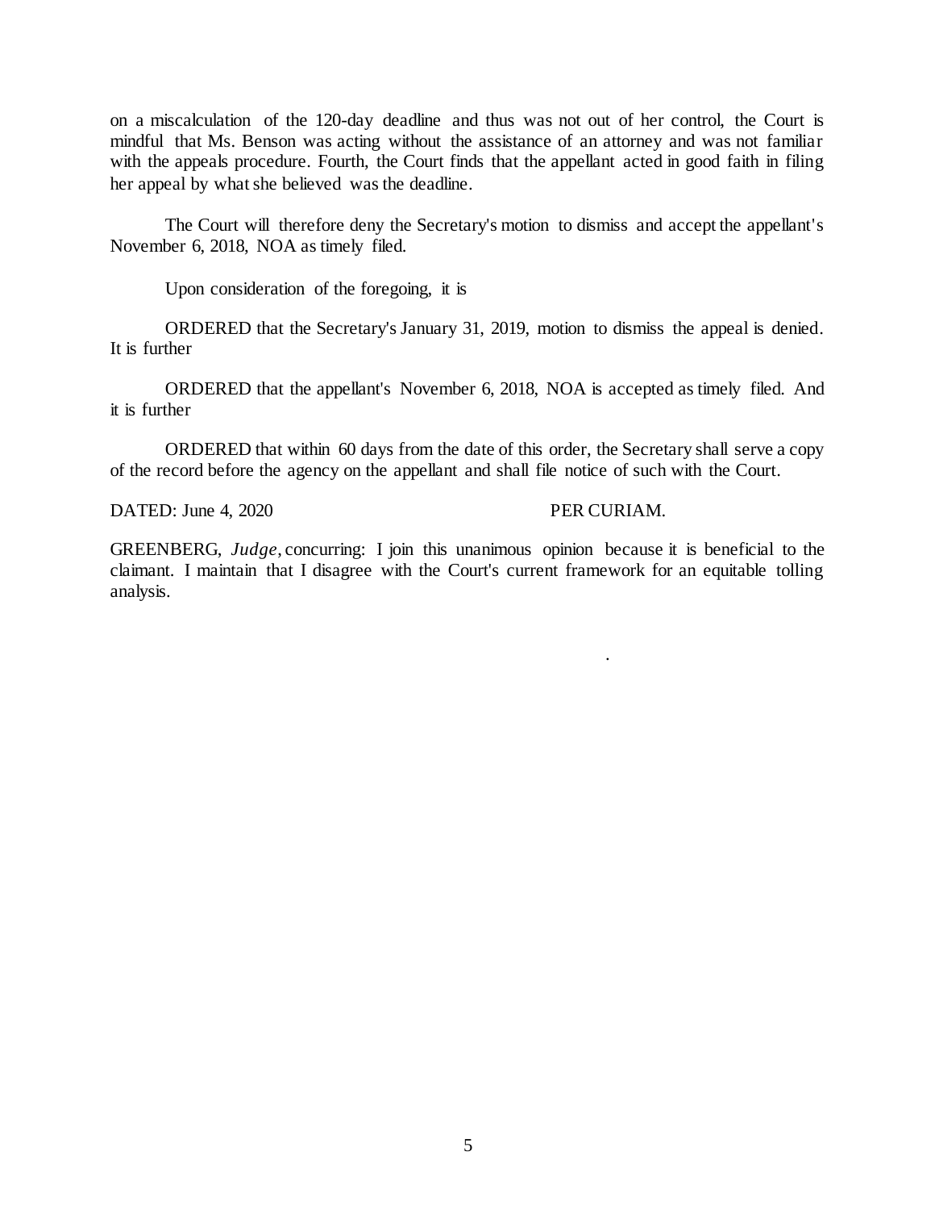on a miscalculation of the 120-day deadline and thus was not out of her control, the Court is mindful that Ms. Benson was acting without the assistance of an attorney and was not familiar with the appeals procedure. Fourth, the Court finds that the appellant acted in good faith in filing her appeal by what she believed was the deadline.

The Court will therefore deny the Secretary's motion to dismiss and accept the appellant's November 6, 2018, NOA as timely filed.

Upon consideration of the foregoing, it is

ORDERED that the Secretary's January 31, 2019, motion to dismiss the appeal is denied. It is further

ORDERED that the appellant's November 6, 2018, NOA is accepted as timely filed. And it is further

ORDERED that within 60 days from the date of this order, the Secretary shall serve a copy of the record before the agency on the appellant and shall file notice of such with the Court.

DATED: June 4, 2020 PER CURIAM.

GREENBERG, *Judge*, concurring: I join this unanimous opinion because it is beneficial to the claimant. I maintain that I disagree with the Court's current framework for an equitable tolling analysis.